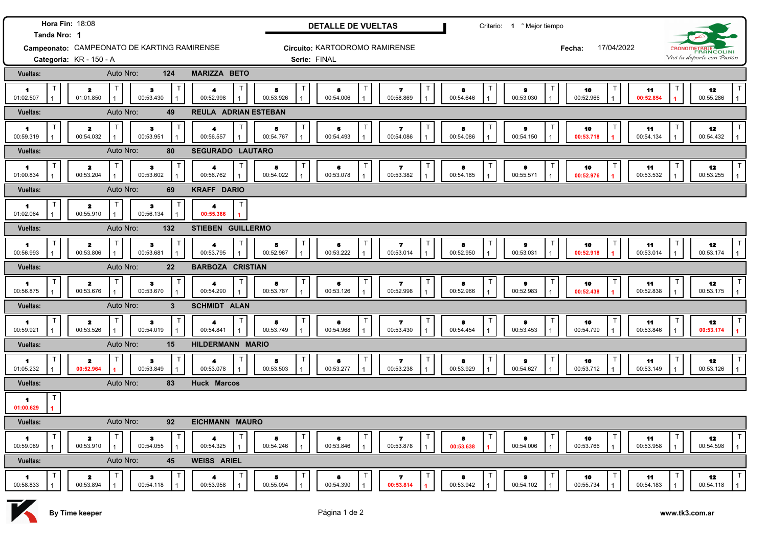**Hora Fin:** 18:08

**Tanda Nro:** 1

## DETALLE DE VUELTAS

Criterio: 1 ° Mejor tiempo

**Campeonato:** CAMPEONATO DE KARTING RAMIRENSE

**Circuito:** KARTODROMO RAMIRENSE

**Fecha:** 17/04/2022

**Categoría:** KR - 150 - A

**Serie:** FINAL

CRONOMETRAJE FRANCOLINI — Vivi tu deporte con Pasión

### Vueltas: Auto Nro: 124 — MARIZZA BETO

| 1 | 2 | 3 | 4 | 5 | 6 | 7 | 8 | 9 | 10 | 11 | 12 |
|---|---|---|---|---|---|---|---|---|---|---|---|
| 01:02.507 | 01:01.850 | 00:53.430 | 00:52.998 | 00:53.926 | 00:54.006 | 00:58.869 | 00:54.646 | 00:53.030 | 00:52.966 | **00:52.854** | 00:55.286 |
| T 1 | T 1 | T 1 | T 1 | T 1 | T 1 | T 1 | T 1 | T 1 | T 1 | T 1 | T 1 |

### Vueltas: Auto Nro: 49 — REULA ADRIAN ESTEBAN

| 1 | 2 | 3 | 4 | 5 | 6 | 7 | 8 | 9 | 10 | 11 | 12 |
|---|---|---|---|---|---|---|---|---|---|---|---|
| 00:59.319 | 00:54.032 | 00:53.951 | 00:56.557 | 00:54.767 | 00:54.493 | 00:54.086 | 00:54.086 | 00:54.150 | **00:53.718** | 00:54.134 | 00:54.432 |
| T 1 | T 1 | T 1 | T 1 | T 1 | T 1 | T 1 | T 1 | T 1 | T 1 | T 1 | T 1 |

### Vueltas: Auto Nro: 80 — SEGURADO LAUTARO

| 1 | 2 | 3 | 4 | 5 | 6 | 7 | 8 | 9 | 10 | 11 | 12 |
|---|---|---|---|---|---|---|---|---|---|---|---|
| 01:00.834 | 00:53.204 | 00:53.602 | 00:56.762 | 00:54.022 | 00:53.078 | 00:53.382 | 00:54.185 | 00:55.571 | **00:52.976** | 00:53.532 | 00:53.255 |
| T 1 | T 1 | T 1 | T 1 | T 1 | T 1 | T 1 | T 1 | T 1 | T 1 | T 1 | T 1 |

### Vueltas: Auto Nro: 69 — KRAFF DARIO

| 1 | 2 | 3 | 4 |
|---|---|---|---|
| 01:02.064 | 00:55.910 | 00:56.134 | **00:55.366** |
| T 1 | T 1 | T 1 | T 1 |

### Vueltas: Auto Nro: 132 — STIEBEN GUILLERMO

| 1 | 2 | 3 | 4 | 5 | 6 | 7 | 8 | 9 | 10 | 11 | 12 |
|---|---|---|---|---|---|---|---|---|---|---|---|
| 00:56.993 | 00:53.806 | 00:53.681 | 00:53.795 | 00:52.967 | 00:53.222 | 00:53.014 | 00:52.950 | 00:53.031 | **00:52.918** | 00:53.014 | 00:53.174 |
| T 1 | T 1 | T 1 | T 1 | T 1 | T 1 | T 1 | T 1 | T 1 | T 1 | T 1 | T 1 |

### Vueltas: Auto Nro: 22 — BARBOZA CRISTIAN

| 1 | 2 | 3 | 4 | 5 | 6 | 7 | 8 | 9 | 10 | 11 | 12 |
|---|---|---|---|---|---|---|---|---|---|---|---|
| 00:56.875 | 00:53.676 | 00:53.670 | 00:54.290 | 00:53.787 | 00:53.126 | 00:52.998 | 00:52.966 | 00:52.983 | **00:52.438** | 00:52.838 | 00:53.175 |
| T 1 | T 1 | T 1 | T 1 | T 1 | T 1 | T 1 | T 1 | T 1 | T 1 | T 1 | T 1 |

### Vueltas: Auto Nro: 3 — SCHMIDT ALAN

| 1 | 2 | 3 | 4 | 5 | 6 | 7 | 8 | 9 | 10 | 11 | 12 |
|---|---|---|---|---|---|---|---|---|---|---|---|
| 00:59.921 | 00:53.526 | 00:54.019 | 00:54.841 | 00:53.749 | 00:54.968 | 00:53.430 | 00:54.454 | 00:53.453 | 00:54.799 | 00:53.846 | **00:53.174** |
| T 1 | T 1 | T 1 | T 1 | T 1 | T 1 | T 1 | T 1 | T 1 | T 1 | T 1 | T 1 |

### Vueltas: Auto Nro: 15 — HILDERMANN MARIO

| 1 | 2 | 3 | 4 | 5 | 6 | 7 | 8 | 9 | 10 | 11 | 12 |
|---|---|---|---|---|---|---|---|---|---|---|---|
| 01:05.232 | **00:52.964** | 00:53.849 | 00:53.078 | 00:53.503 | 00:53.277 | 00:53.238 | 00:53.929 | 00:54.627 | 00:53.712 | 00:53.149 | 00:53.126 |
| T 1 | T 1 | T 1 | T 1 | T 1 | T 1 | T 1 | T 1 | T 1 | T 1 | T 1 | T 1 |

### Vueltas: Auto Nro: 83 — Huck Marcos

| 1 |
|---|
| **01:00.629** |
| T 1 |

### Vueltas: Auto Nro: 92 — EICHMANN MAURO

| 1 | 2 | 3 | 4 | 5 | 6 | 7 | 8 | 9 | 10 | 11 | 12 |
|---|---|---|---|---|---|---|---|---|---|---|---|
| 00:59.089 | 00:53.910 | 00:54.055 | 00:54.325 | 00:54.246 | 00:53.846 | 00:53.878 | **00:53.638** | 00:54.006 | 00:53.766 | 00:53.958 | 00:54.598 |
| T 1 | T 1 | T 1 | T 1 | T 1 | T 1 | T 1 | T 1 | T 1 | T 1 | T 1 | T 1 |

### Vueltas: Auto Nro: 45 — WEISS ARIEL

| 1 | 2 | 3 | 4 | 5 | 6 | 7 | 8 | 9 | 10 | 11 | 12 |
|---|---|---|---|---|---|---|---|---|---|---|---|
| 00:58.833 | 00:53.894 | 00:54.118 | 00:53.958 | 00:55.094 | 00:54.390 | **00:53.814** | 00:53.942 | 00:54.102 | 00:55.734 | 00:54.183 | 00:54.118 |
| T 1 | T 1 | T 1 | T 1 | T 1 | T 1 | T 1 | T 1 | T 1 | T 1 | T 1 | T 1 |

By Time keeper — www.tk3.com.ar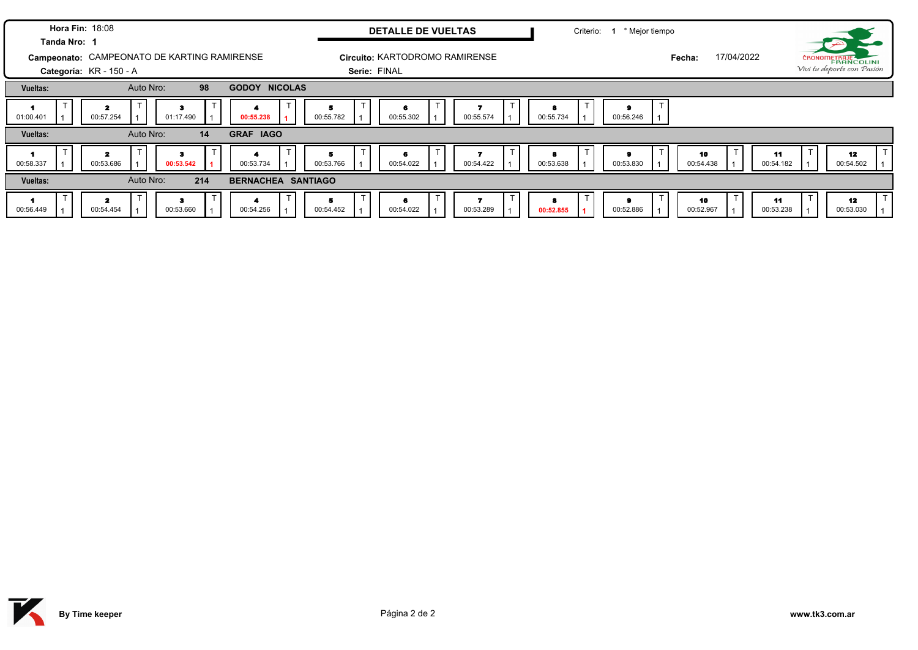**Hora Fin:** 18:08

**Tanda Nro:** 1

**Campeonato:** CAMPEONATO DE KARTING RAMIRENSE

**Categoría:** KR - 150 - A

## DETALLE DE VUELTAS

**Circuito:** KARTODROMO RAMIRENSE

**Serie:** FINAL

Criterio: **1** ° Mejor tiempo

**Fecha:** 17/04/2022

CRONOMETRAJE FRANCOLINI
*Viví tu deporte con Pasión*

**Vueltas:** Auto Nro: **98** **GODOY NICOLAS**

| Vuelta | Tiempo | T |
|---|---|---|
| 1 | 01:00.401 | 1 |
| 2 | 00:57.254 | 1 |
| 3 | 01:17.490 | 1 |
| 4 | **00:55.238** | **1** |
| 5 | 00:55.782 | 1 |
| 6 | 00:55.302 | 1 |
| 7 | 00:55.574 | 1 |
| 8 | 00:55.734 | 1 |
| 9 | 00:56.246 | 1 |

**Vueltas:** Auto Nro: **14** **GRAF IAGO**

| Vuelta | Tiempo | T |
|---|---|---|
| 1 | 00:58.337 | 1 |
| 2 | 00:53.686 | 1 |
| 3 | **00:53.542** | **1** |
| 4 | 00:53.734 | 1 |
| 5 | 00:53.766 | 1 |
| 6 | 00:54.022 | 1 |
| 7 | 00:54.422 | 1 |
| 8 | 00:53.638 | 1 |
| 9 | 00:53.830 | 1 |
| 10 | 00:54.438 | 1 |
| 11 | 00:54.182 | 1 |
| 12 | 00:54.502 | 1 |

**Vueltas:** Auto Nro: **214** **BERNACHEA SANTIAGO**

| Vuelta | Tiempo | T |
|---|---|---|
| 1 | 00:56.449 | 1 |
| 2 | 00:54.454 | 1 |
| 3 | 00:53.660 | 1 |
| 4 | 00:54.256 | 1 |
| 5 | 00:54.452 | 1 |
| 6 | 00:54.022 | 1 |
| 7 | 00:53.289 | 1 |
| 8 | **00:52.855** | **1** |
| 9 | 00:52.886 | 1 |
| 10 | 00:52.967 | 1 |
| 11 | 00:53.238 | 1 |
| 12 | 00:53.030 | 1 |

**By Time keeper**

**www.tk3.com.ar**